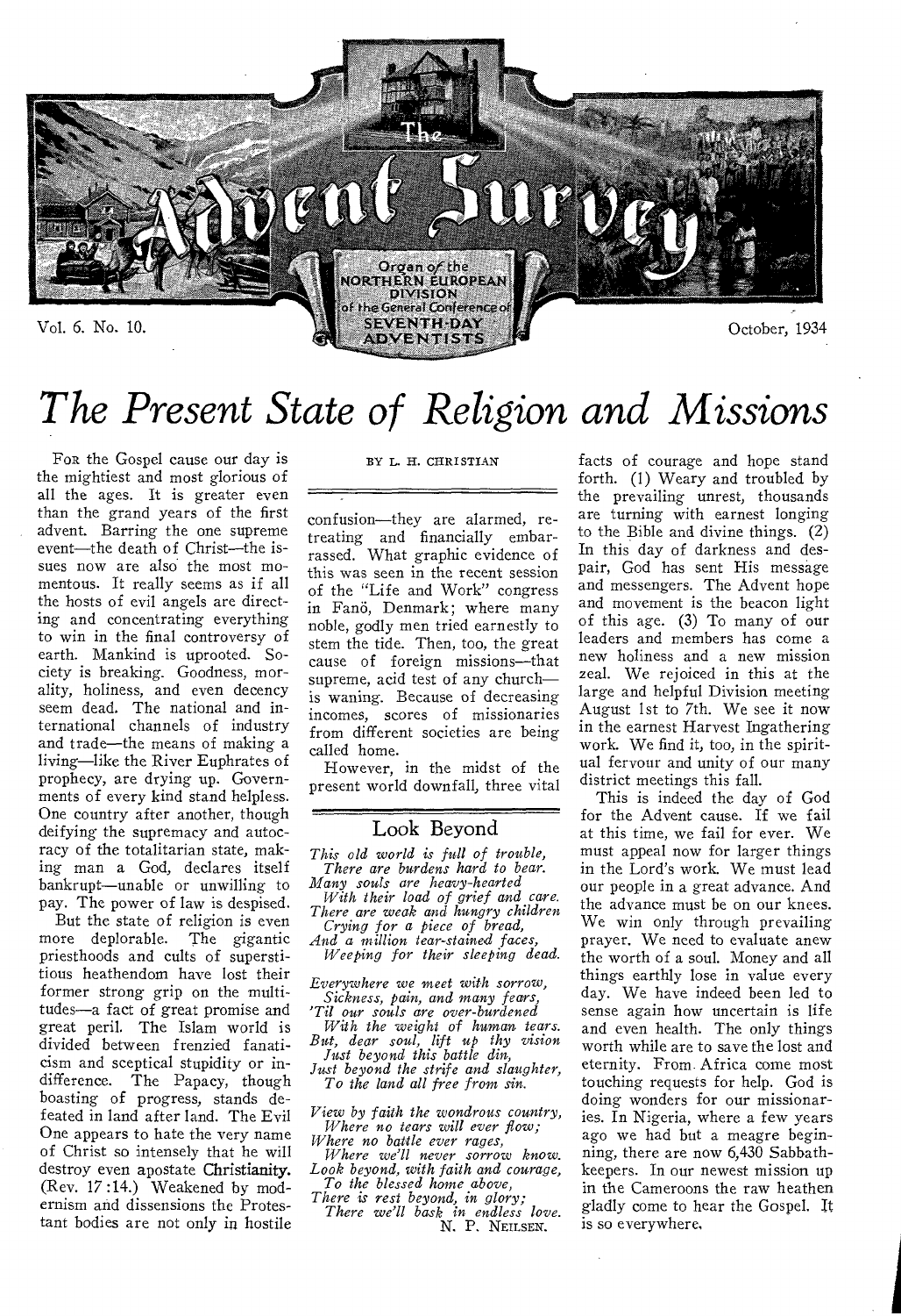# The Advent Survey

Organ of the NORTHERN EUROPEAN DIVISION of the General Conference of SEVENTH-DAY ADVENTISTS

Vol. 6. No. 10. October, 1934

# The Present State of Religion and Missions

BY L. H. CHRISTIAN

FOR the Gospel cause our day is the mightiest and most glorious of all the ages. It is greater even than the grand years of the first advent. Barring the one supreme event—the death of Christ—the issues now are also the most momentous. It really seems as if all the hosts of evil angels are directing and concentrating everything to win in the final controversy of earth. Mankind is uprooted. Society is breaking. Goodness, morality, holiness, and even decency seem dead. The national and international channels of industry and trade—the means of making a living—like the River Euphrates of prophecy, are drying up. Governments of every kind stand helpless. One country after another, though deifying the supremacy and autocracy of the totalitarian state, making man a God, declares itself bankrupt—unable or unwilling to pay. The power of law is despised.

But the state of religion is even more deplorable. The gigantic priesthoods and cults of superstitious heathendom have lost their former strong grip on the multitudes—a fact of great promise and great peril. The Islam world is divided between frenzied fanaticism and sceptical stupidity or indifference. The Papacy, though boasting of progress, stands defeated in land after land. The Evil One appears to hate the very name of Christ so intensely that he will destroy even apostate Christianity. (Rev. 17:14.) Weakened by modernism and dissensions the Protestant bodies are not only in hostile confusion—they are alarmed, retreating and financially embarrassed. What graphic evidence of this was seen in the recent session of the "Life and Work" congress in Fanö, Denmark; where many noble, godly men tried earnestly to stem the tide. Then, too, the great cause of foreign missions—that supreme, acid test of any church—is waning. Because of decreasing incomes, scores of missionaries from different societies are being called home.

However, in the midst of the present world downfall, three vital facts of courage and hope stand forth. (1) Weary and troubled by the prevailing unrest, thousands are turning with earnest longing to the Bible and divine things. (2) In this day of darkness and despair, God has sent His message and messengers. The Advent hope and movement is the beacon light of this age. (3) To many of our leaders and members has come a new holiness and a new mission zeal. We rejoiced in this at the large and helpful Division meeting August 1st to 7th. We see it now in the earnest Harvest Ingathering work. We find it, too, in the spiritual fervour and unity of our many district meetings this fall.

This is indeed the day of God for the Advent cause. If we fail at this time, we fail for ever. We must appeal now for larger things in the Lord's work. We must lead our people in a great advance. And the advance must be on our knees. We win only through prevailing prayer. We need to evaluate anew the worth of a soul. Money and all things earthly lose in value every day. We have indeed been led to sense again how uncertain is life and even health. The only things worth while are to save the lost and eternity. From Africa come most touching requests for help. God is doing wonders for our missionaries. In Nigeria, where a few years ago we had but a meagre beginning, there are now 6,430 Sabbath-keepers. In our newest mission up in the Cameroons the raw heathen gladly come to hear the Gospel. It is so everywhere.

## Look Beyond

*This old world is full of trouble,*
*There are burdens hard to bear.*
*Many souls are heavy-hearted*
*With their load of grief and care.*
*There are weak and hungry children*
*Crying for a piece of bread,*
*And a million tear-stained faces,*
*Weeping for their sleeping dead.*

*Everywhere we meet with sorrow,*
*Sickness, pain, and many fears,*
*'Til our souls are over-burdened*
*With the weight of human tears.*
*But, dear soul, lift up thy vision*
*Just beyond this battle din,*
*Just beyond the strife and slaughter,*
*To the land all free from sin.*

*View by faith the wondrous country,*
*Where no tears will ever flow;*
*Where no battle ever rages,*
*Where we'll never sorrow know.*
*Look beyond, with faith and courage,*
*To the blessed home above,*
*There is rest beyond, in glory;*
*There we'll bask in endless love.*

N. P. NEILSEN.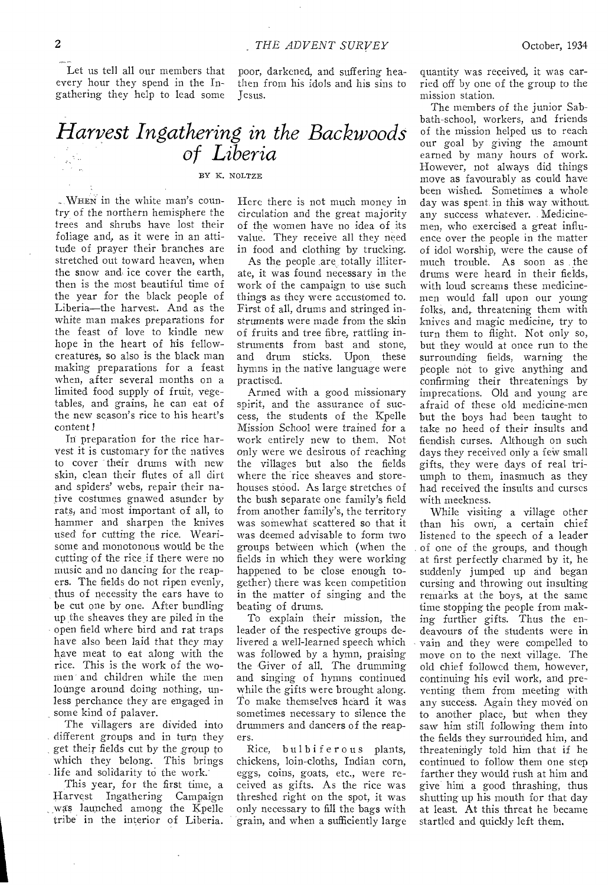Let us tell all our members that every hour they spend in the Ingathering they help to lead some poor, darkened, and suffering heathen from his idols and his sins to Jesus.

# *Harvest Ingathering in the Backwoods of Liberia*

BY K. NOLTZE

WHEN in the white man's country of the northern hemisphere the trees and shrubs have lost their foliage and, as it were in an attitude of prayer their branches are stretched out toward heaven, when the snow and ice cover the earth, then is the most beautiful time of the year for the black people of Liberia—the harvest. And as the white man makes preparations for the feast of love to kindle new hope in the heart of his fellow-creatures, so also is the black man making preparations for a feast when, after several months on a limited food supply of fruit, vegetables, and grains, he can eat of the new season's rice to his heart's content!

In preparation for the rice harvest it is customary for the natives to cover their drums with new skin, clean their flutes of all dirt and spiders' webs, repair their native costumes gnawed asunder by rats, and most important of all, to hammer and sharpen the knives used for cutting the rice. Wearisome and monotonous would be the cutting of the rice if there were no music and no dancing for the reapers. The fields do not ripen evenly, thus of necessity the ears have to be cut one by one. After bundling up the sheaves they are piled in the open field where bird and rat traps have also been laid that they may have meat to eat along with the rice. This is the work of the women and children while the men lounge around doing nothing, unless perchance they are engaged in some kind of palaver.

The villagers are divided into different groups and in turn they get their fields cut by the group to which they belong. This brings life and solidarity to the work.

This year, for the first time, a Harvest Ingathering Campaign was launched among the Kpelle tribe in the interior of Liberia. Here there is not much money in circulation and the great majority of the women have no idea of its value. They receive all they need in food and clothing by trucking.

As the people are totally illiterate, it was found necessary in the work of the campaign to use such things as they were accustomed to. First of all, drums and stringed instruments were made from the skin of fruits and tree fibre, rattling instruments from bast and stone, and drum sticks. Upon these hymns in the native language were practised.

Armed with a good missionary spirit, and the assurance of success, the students of the Kpelle Mission School were trained for a work entirely new to them. Not only were we desirous of reaching the villages but also the fields where the rice sheaves and storehouses stood. As large stretches of the bush separate one family's field from another family's, the territory was somewhat scattered so that it was deemed advisable to form two groups between which (when the fields in which they were working happened to be close enough together) there was keen competition in the matter of singing and the beating of drums.

To explain their mission, the leader of the respective groups delivered a well-learned speech which was followed by a hymn, praising the Giver of all. The drumming and singing of hymns continued while the gifts were brought along. To make themselves heard it was sometimes necessary to silence the drummers and dancers of the reapers.

Rice, bulbiferous plants, chickens, loin-cloths, Indian corn, eggs, coins, goats, etc., were received as gifts. As the rice was threshed right on the spot, it was only necessary to fill the bags with grain, and when a sufficiently large quantity was received, it was carried off by one of the group to the mission station.

The members of the junior Sabbath-school, workers, and friends of the mission helped us to reach our goal by giving the amount earned by many hours of work. However, not always did things move as favourably as could have been wished. Sometimes a whole day was spent in this way without any success whatever. Medicine-men, who exercised a great influence over the people in the matter of idol worship, were the cause of much trouble. As soon as the drums were heard in their fields, with loud screams these medicine-men would fall upon our young folks, and, threatening them with knives and magic medicine, try to turn them to flight. Not only so, but they would at once run to the surrounding fields, warning the people not to give anything and confirming their threatenings by imprecations. Old and young are afraid of these old medicine-men but the boys had been taught to take no heed of their insults and fiendish curses. Although on such days they received only a few small gifts, they were days of real triumph to them, inasmuch as they had received the insults and curses with meekness.

While visiting a village other than his own, a certain chief listened to the speech of a leader of one of the groups, and though at first perfectly charmed by it, he suddenly jumped up and began cursing and throwing out insulting remarks at the boys, at the same time stopping the people from making further gifts. Thus the endeavours of the students were in vain and they were compelled to move on to the next village. The old chief followed them, however, continuing his evil work, and preventing them from meeting with any success. Again they moved on to another place, but when they saw him still following them into the fields they surrounded him, and threateningly told him that if he continued to follow them one step farther they would rush at him and give him a good thrashing, thus shutting up his mouth for that day at least. At this threat he became startled and quickly left them.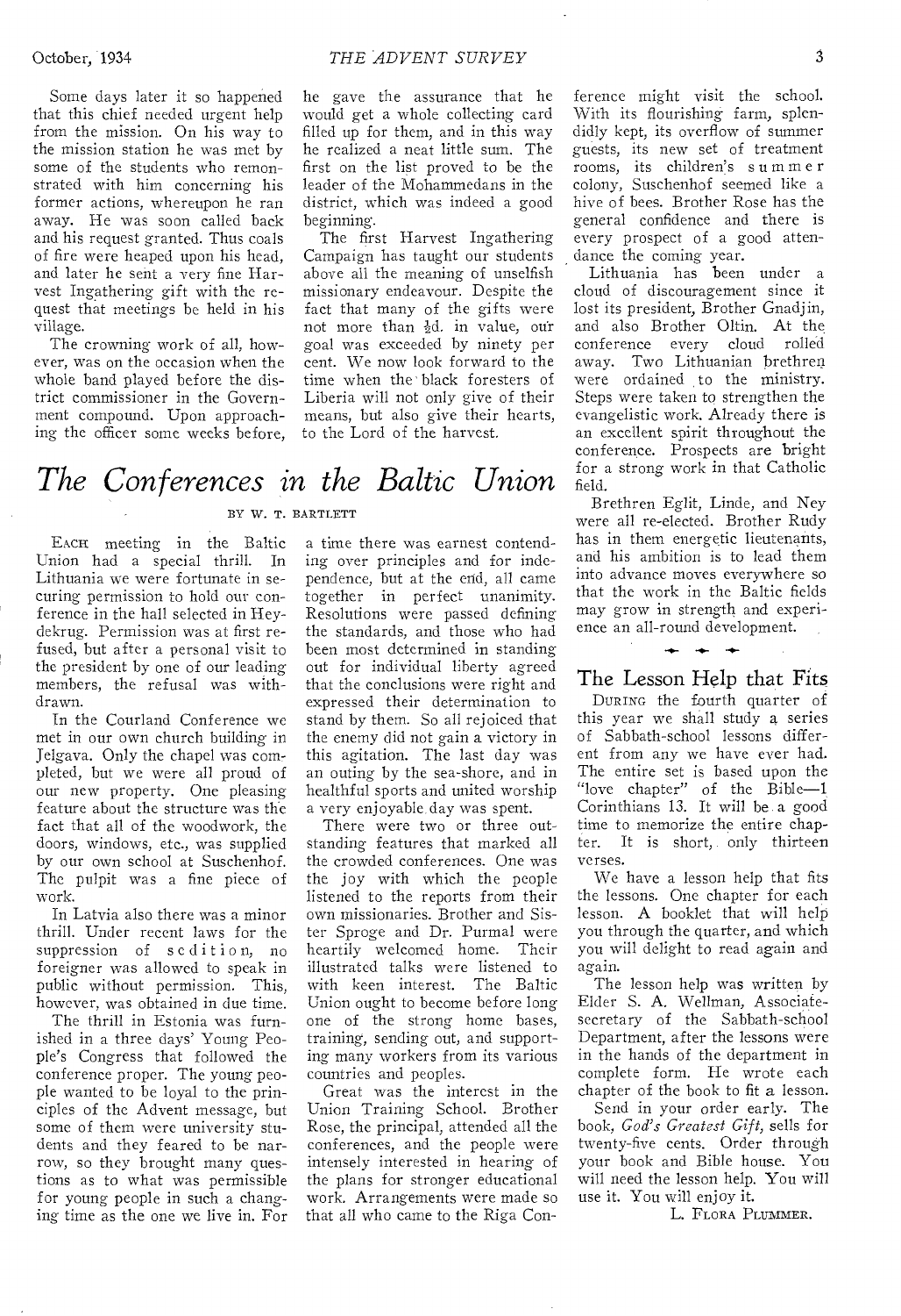Some days later it so happened that this chief needed urgent help from the mission. On his way to the mission station he was met by some of the students who remonstrated with him concerning his former actions, whereupon he ran away. He was soon called back and his request granted. Thus coals of fire were heaped upon his head, and later he sent a very fine Harvest Ingathering gift with the request that meetings be held in his village.

The crowning work of all, however, was on the occasion when the whole band played before the district commissioner in the Government compound. Upon approaching the officer some weeks before, he gave the assurance that he would get a whole collecting card filled up for them, and in this way he realized a neat little sum. The first on the list proved to be the leader of the Mohammedans in the district, which was indeed a good beginning.

The first Harvest Ingathering Campaign has taught our students above all the meaning of unselfish missionary endeavour. Despite the fact that many of the gifts were not more than ½d. in value, our goal was exceeded by ninety per cent. We now look forward to the time when the black foresters of Liberia will not only give of their means, but also give their hearts, to the Lord of the harvest.

# *The Conferences in the Baltic Union*

BY W. T. BARTLETT

EACH meeting in the Baltic Union had a special thrill. In Lithuania we were fortunate in securing permission to hold our conference in the hall selected in Heydekrug. Permission was at first refused, but after a personal visit to the president by one of our leading members, the refusal was withdrawn.

In the Courland Conference we met in our own church building in Jelgava. Only the chapel was completed, but we were all proud of our new property. One pleasing feature about the structure was the fact that all of the woodwork, the doors, windows, etc., was supplied by our own school at Suschenhof. The pulpit was a fine piece of work.

In Latvia also there was a minor thrill. Under recent laws for the suppression of sedition, no foreigner was allowed to speak in public without permission. This, however, was obtained in due time.

The thrill in Estonia was furnished in a three days' Young People's Congress that followed the conference proper. The young people wanted to be loyal to the principles of the Advent message, but some of them were university students and they feared to be narrow, so they brought many questions as to what was permissible for young people in such a changing time as the one we live in. For a time there was earnest contending over principles and for independence, but at the end, all came together in perfect unanimity. Resolutions were passed defining the standards, and those who had been most determined in standing out for individual liberty agreed that the conclusions were right and expressed their determination to stand by them. So all rejoiced that the enemy did not gain a victory in this agitation. The last day was an outing by the sea-shore, and in healthful sports and united worship a very enjoyable day was spent.

There were two or three outstanding features that marked all the crowded conferences. One was the joy with which the people listened to the reports from their own missionaries. Brother and Sister Sproge and Dr. Purmal were heartily welcomed home. Their illustrated talks were listened to with keen interest. The Baltic Union ought to become before long one of the strong home bases, training, sending out, and supporting many workers from its various countries and peoples.

Great was the interest in the Union Training School. Brother Rose, the principal, attended all the conferences, and the people were intensely interested in hearing of the plans for stronger educational work. Arrangements were made so that all who came to the Riga Conference might visit the school. With its flourishing farm, splendidly kept, its overflow of summer guests, its new set of treatment rooms, its children's summer colony, Suschenhof seemed like a hive of bees. Brother Rose has the general confidence and there is every prospect of a good attendance the coming year.

Lithuania has been under a cloud of discouragement since it lost its president, Brother Gnadjin, and also Brother Oltin. At the conference every cloud rolled away. Two Lithuanian brethren were ordained to the ministry. Steps were taken to strengthen the evangelistic work. Already there is an excellent spirit throughout the conference. Prospects are bright for a strong work in that Catholic field.

Brethren Eglit, Linde, and Ney were all re-elected. Brother Rudy has in them energetic lieutenants, and his ambition is to lead them into advance moves everywhere so that the work in the Baltic fields may grow in strength and experience an all-round development.

## The Lesson Help that Fits

DURING the fourth quarter of this year we shall study a series of Sabbath-school lessons different from any we have ever had. The entire set is based upon the "love chapter" of the Bible—1 Corinthians 13. It will be a good time to memorize the entire chapter. It is short, only thirteen verses.

We have a lesson help that fits the lessons. One chapter for each lesson. A booklet that will help you through the quarter, and which you will delight to read again and again.

The lesson help was written by Elder S. A. Wellman, Associate-secretary of the Sabbath-school Department, after the lessons were in the hands of the department in complete form. He wrote each chapter of the book to fit a lesson.

Send in your order early. The book, *God's Greatest Gift*, sells for twenty-five cents. Order through your book and Bible house. You will need the lesson help. You will use it. You will enjoy it.

L. FLORA PLUMMER.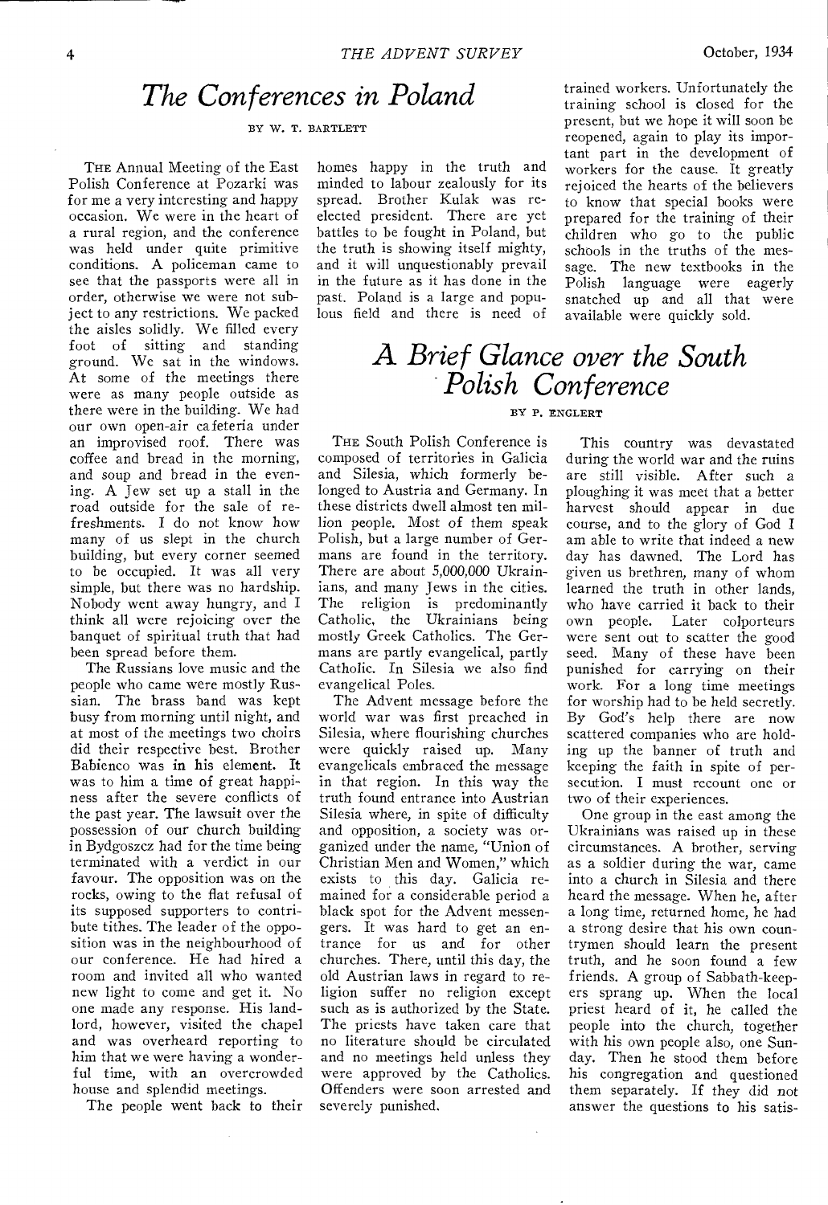# *The Conferences in Poland*

BY W. T. BARTLETT

THE Annual Meeting of the East Polish Conference at Pozarki was for me a very interesting and happy occasion. We were in the heart of a rural region, and the conference was held under quite primitive conditions. A policeman came to see that the passports were all in order, otherwise we were not subject to any restrictions. We packed the aisles solidly. We filled every foot of sitting and standing ground. We sat in the windows. At some of the meetings there were as many people outside as there were in the building. We had our own open-air cafeteria under an improvised roof. There was coffee and bread in the morning, and soup and bread in the evening. A Jew set up a stall in the road outside for the sale of refreshments. I do not know how many of us slept in the church building, but every corner seemed to be occupied. It was all very simple, but there was no hardship. Nobody went away hungry, and I think all were rejoicing over the banquet of spiritual truth that had been spread before them.

The Russians love music and the people who came were mostly Russian. The brass band was kept busy from morning until night, and at most of the meetings two choirs did their respective best. Brother Babienco was in his element. It was to him a time of great happiness after the severe conflicts of the past year. The lawsuit over the possession of our church building in Bydgoszcz had for the time being terminated with a verdict in our favour. The opposition was on the rocks, owing to the flat refusal of its supposed supporters to contribute tithes. The leader of the opposition was in the neighbourhood of our conference. He had hired a room and invited all who wanted new light to come and get it. No one made any response. His landlord, however, visited the chapel and was overheard reporting to him that we were having a wonderful time, with an overcrowded house and splendid meetings.

The people went back to their homes happy in the truth and minded to labour zealously for its spread. Brother Kulak was re-elected president. There are yet battles to be fought in Poland, but the truth is showing itself mighty, and it will unquestionably prevail in the future as it has done in the past. Poland is a large and populous field and there is need of trained workers. Unfortunately the training school is closed for the present, but we hope it will soon be reopened, again to play its important part in the development of workers for the cause. It greatly rejoiced the hearts of the believers to know that special books were prepared for the training of their children who go to the public schools in the truths of the message. The new textbooks in the Polish language were eagerly snatched up and all that were available were quickly sold.

# *A Brief Glance over the South Polish Conference*

BY P. ENGLERT

THE South Polish Conference is composed of territories in Galicia and Silesia, which formerly belonged to Austria and Germany. In these districts dwell almost ten million people. Most of them speak Polish, but a large number of Germans are found in the territory. There are about 5,000,000 Ukrainians, and many Jews in the cities. The religion is predominantly Catholic, the Ukrainians being mostly Greek Catholics. The Germans are partly evangelical, partly Catholic. In Silesia we also find evangelical Poles.

The Advent message before the world war was first preached in Silesia, where flourishing churches were quickly raised up. Many evangelicals embraced the message in that region. In this way the truth found entrance into Austrian Silesia where, in spite of difficulty and opposition, a society was organized under the name, "Union of Christian Men and Women," which exists to this day. Galicia remained for a considerable period a black spot for the Advent messengers. It was hard to get an entrance for us and for other churches. There, until this day, the old Austrian laws in regard to religion suffer no religion except such as is authorized by the State. The priests have taken care that no literature should be circulated and no meetings held unless they were approved by the Catholics. Offenders were soon arrested and severely punished.

This country was devastated during the world war and the ruins are still visible. After such a ploughing it was meet that a better harvest should appear in due course, and to the glory of God I am able to write that indeed a new day has dawned. The Lord has given us brethren, many of whom learned the truth in other lands, who have carried it back to their own people. Later colporteurs were sent out to scatter the good seed. Many of these have been punished for carrying on their work. For a long time meetings for worship had to be held secretly. By God's help there are now scattered companies who are holding up the banner of truth and keeping the faith in spite of persecution. I must recount one or two of their experiences.

One group in the east among the Ukrainians was raised up in these circumstances. A brother, serving as a soldier during the war, came into a church in Silesia and there heard the message. When he, after a long time, returned home, he had a strong desire that his own countrymen should learn the present truth, and he soon found a few friends. A group of Sabbath-keepers sprang up. When the local priest heard of it, he called the people into the church, together with his own people also, one Sunday. Then he stood them before his congregation and questioned them separately. If they did not answer the questions to his satis-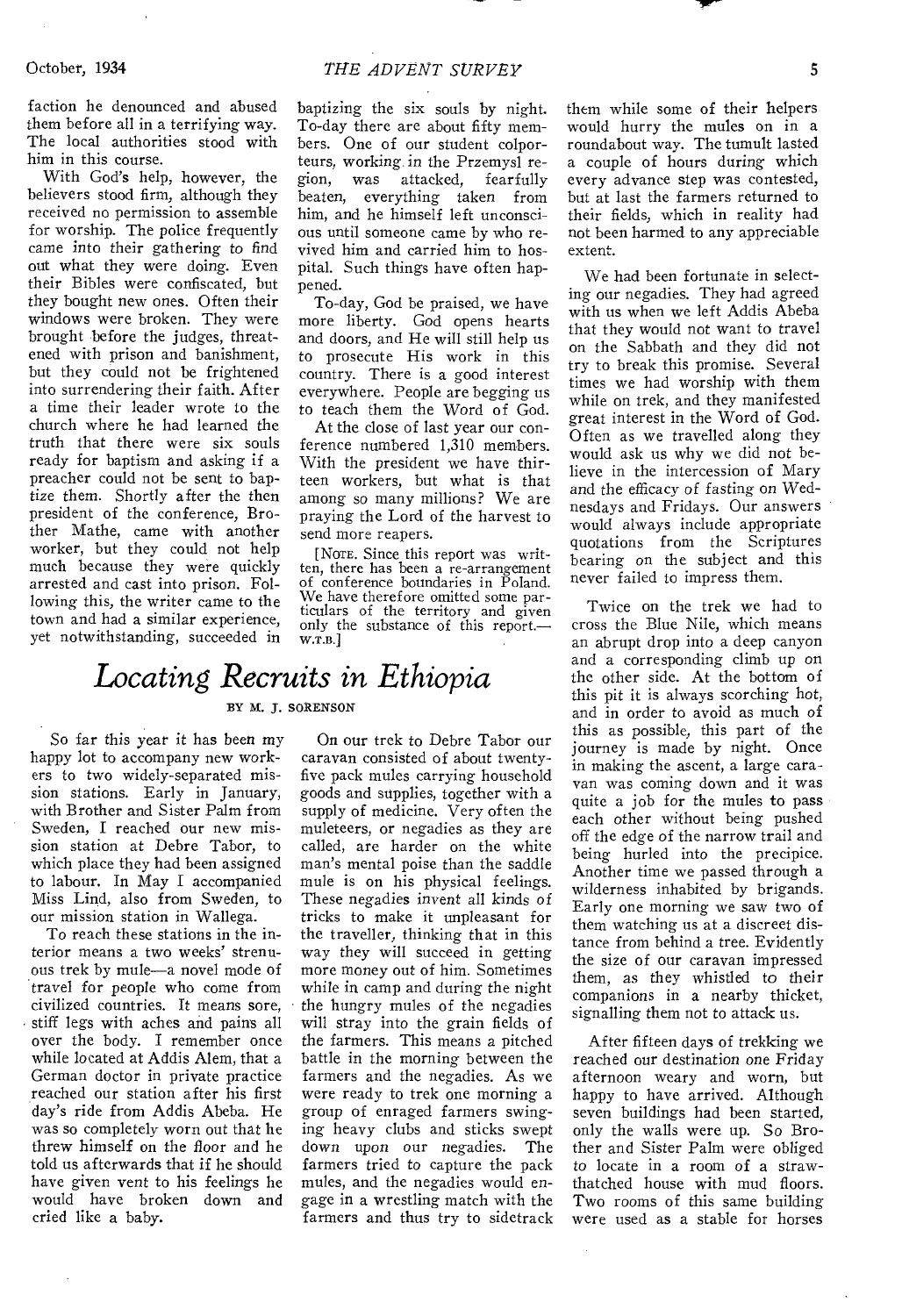faction he denounced and abused them before all in a terrifying way. The local authorities stood with him in this course.

With God's help, however, the believers stood firm, although they received no permission to assemble for worship. The police frequently came into their gathering to find out what they were doing. Even their Bibles were confiscated, but they bought new ones. Often their windows were broken. They were brought before the judges, threatened with prison and banishment, but they could not be frightened into surrendering their faith. After a time their leader wrote to the church where he had learned the truth that there were six souls ready for baptism and asking if a preacher could not be sent to baptize them. Shortly after the then president of the conference, Brother Mathe, came with another worker, but they could not help much because they were quickly arrested and cast into prison. Following this, the writer came to the town and had a similar experience, yet notwithstanding, succeeded in baptizing the six souls by night. To-day there are about fifty members. One of our student colporteurs, working in the Przemysl region, was attacked, fearfully beaten, everything taken from him, and he himself left unconscious until someone came by who revived him and carried him to hospital. Such things have often happened.

To-day, God be praised, we have more liberty. God opens hearts and doors, and He will still help us to prosecute His work in this country. There is a good interest everywhere. People are begging us to teach them the Word of God.

At the close of last year our conference numbered 1,310 members. With the president we have thirteen workers, but what is that among so many millions? We are praying the Lord of the harvest to send more reapers.

[NOTE. Since this report was written, there has been a re-arrangement of conference boundaries in Poland. We have therefore omitted some particulars of the territory and given only the substance of this report.—W.T.B.]

# *Locating Recruits in Ethiopia*

BY M. J. SORENSON

So far this year it has been my happy lot to accompany new workers to two widely-separated mission stations. Early in January, with Brother and Sister Palm from Sweden, I reached our new mission station at Debre Tabor, to which place they had been assigned to labour. In May I accompanied Miss Lind, also from Sweden, to our mission station in Wallega.

To reach these stations in the interior means a two weeks' strenuous trek by mule—a novel mode of travel for people who come from civilized countries. It means sore, stiff legs with aches and pains all over the body. I remember once while located at Addis Alem, that a German doctor in private practice reached our station after his first day's ride from Addis Abeba. He was so completely worn out that he threw himself on the floor and he told us afterwards that if he should have given vent to his feelings he would have broken down and cried like a baby.

On our trek to Debre Tabor our caravan consisted of about twenty-five pack mules carrying household goods and supplies, together with a supply of medicine. Very often the muleteers, or negadies as they are called, are harder on the white man's mental poise than the saddle mule is on his physical feelings. These negadies invent all kinds of tricks to make it unpleasant for the traveller, thinking that in this way they will succeed in getting more money out of him. Sometimes while in camp and during the night the hungry mules of the negadies will stray into the grain fields of the farmers. This means a pitched battle in the morning between the farmers and the negadies. As we were ready to trek one morning a group of enraged farmers swinging heavy clubs and sticks swept down upon our negadies. The farmers tried to capture the pack mules, and the negadies would engage in a wrestling match with the farmers and thus try to sidetrack them while some of their helpers would hurry the mules on in a roundabout way. The tumult lasted a couple of hours during which every advance step was contested, but at last the farmers returned to their fields, which in reality had not been harmed to any appreciable extent.

We had been fortunate in selecting our negadies. They had agreed with us when we left Addis Abeba that they would not want to travel on the Sabbath and they did not try to break this promise. Several times we had worship with them while on trek, and they manifested great interest in the Word of God. Often as we travelled along they would ask us why we did not believe in the intercession of Mary and the efficacy of fasting on Wednesdays and Fridays. Our answers would always include appropriate quotations from the Scriptures bearing on the subject and this never failed to impress them.

Twice on the trek we had to cross the Blue Nile, which means an abrupt drop into a deep canyon and a corresponding climb up on the other side. At the bottom of this pit it is always scorching hot, and in order to avoid as much of this as possible, this part of the journey is made by night. Once in making the ascent, a large caravan was coming down and it was quite a job for the mules to pass each other without being pushed off the edge of the narrow trail and being hurled into the precipice. Another time we passed through a wilderness inhabited by brigands. Early one morning we saw two of them watching us at a discreet distance from behind a tree. Evidently the size of our caravan impressed them, as they whistled to their companions in a nearby thicket, signalling them not to attack us.

After fifteen days of trekking we reached our destination one Friday afternoon weary and worn, but happy to have arrived. Although seven buildings had been started, only the walls were up. So Brother and Sister Palm were obliged to locate in a room of a straw-thatched house with mud floors. Two rooms of this same building were used as a stable for horses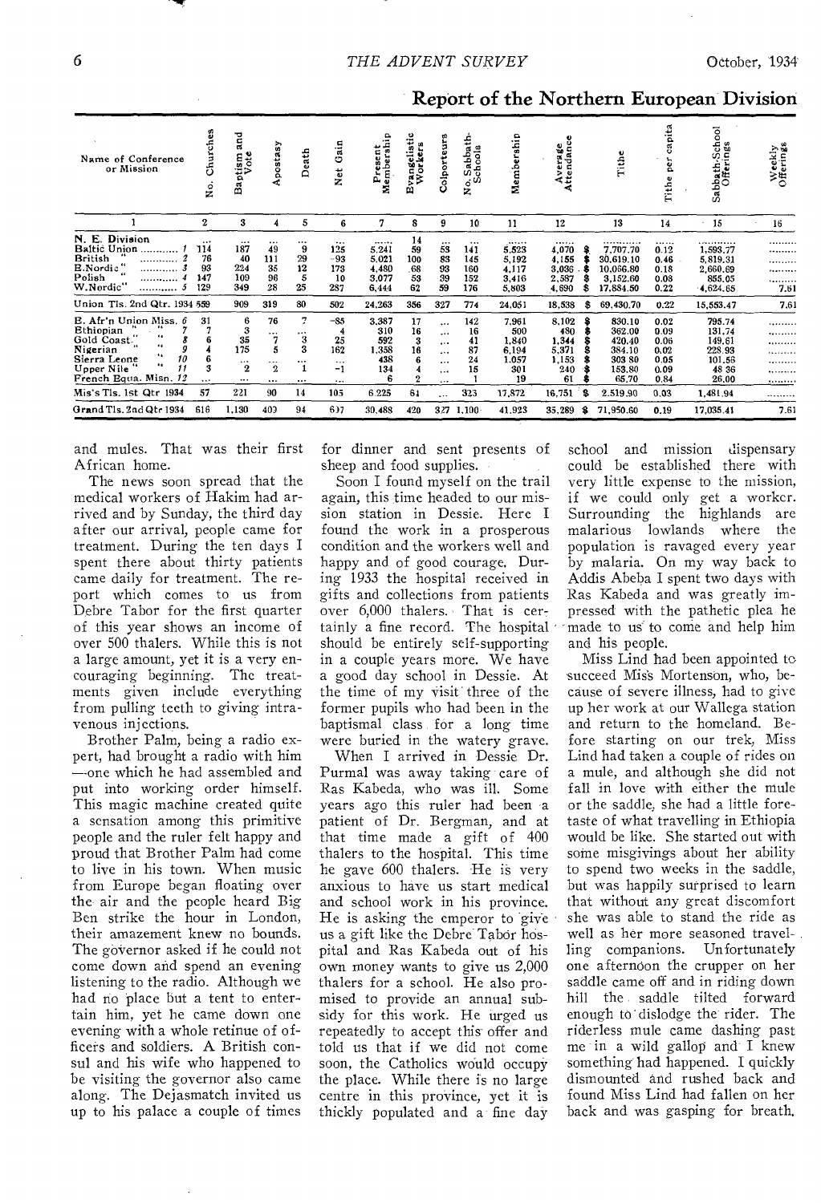## Report of the Northern European Division

| Name of Conference or Mission | No. Churches | Baptism and Vote | Apostasy | Death | Net Gain | Present Membership | Evangelistic Workers | Colporteurs | No. Sabbath-Schools | Membership | Average Attendance | Tithe | Tithe per capita | Sabbath-School Offerings | Weekly Offerings |
|---|---|---|---|---|---|---|---|---|---|---|---|---|---|---|---|
| 1 | 2 | 3 | 4 | 5 | 6 | 7 | 8 | 9 | 10 | 11 | 12 | 13 | 14 | 15 | 16 |
| N. E. Division | ... | ... | ... | ... | ... | ...... | 14 | ... | ... | ...... | ...... | ........... | ..... | .......... | ......... |
| Baltic Union ........... 1 | 114 | 187 | 49 | 9 | 125 | 5,241 | 59 | 53 | 141 | 5,523 | 4,070 | $ 7,707.70 | 0.12 | 1,593.77 | ......... |
| British " ........... 2 | 76 | 40 | 111 | 29 | -93 | 5,021 | 100 | 83 | 145 | 5,192 | 4,155 | $ 30,619.10 | 0.46 | 5,819.31 | ......... |
| B.Nordic " ........... 3 | 93 | 224 | 35 | 12 | 173 | 4,480 | 68 | 93 | 160 | 4,117 | 3,036 | $ 10,066.80 | 0.18 | 2,660.69 | ......... |
| Polish " ........... 4 | 147 | 109 | 96 | 5 | 10 | 3,077 | 53 | 39 | 152 | 3,416 | 2,587 | $ 3,152.60 | 0.08 | 855.05 | ......... |
| W.Nordic" ........... 5 | 129 | 349 | 28 | 25 | 287 | 6,444 | 62 | 59 | 176 | 5,803 | 4,690 | $ 17,884.50 | 0.22 | 4,624.65 | 7.61 |
| Union Tls. 2nd Qtr. 1934 | 559 | 909 | 319 | 80 | 502 | 24,263 | 356 | 327 | 774 | 24,051 | 18,538 | $ 69,430.70 | 0.22 | 15,553.47 | 7.61 |
| E. Afr'n Union Miss. 6 | 31 | 6 | 76 | 7 | -85 | 3,387 | 17 | ... | 142 | 7,961 | 8,102 | $ 830.10 | 0.02 | 795.74 | ......... |
| Ethiopian " " 7 | 7 | 3 | ... | ... | 4 | 310 | 16 | ... | 16 | 500 | 480 | $ 362.00 | 0.09 | 131.74 | ......... |
| Gold Coast " " 8 | 6 | 35 | 7 | 3 | 25 | 592 | 3 | ... | 41 | 1,840 | 1,344 | $ 420.40 | 0.06 | 149.61 | ......... |
| Nigerian " " 9 | 4 | 175 | 5 | 3 | 162 | 1,358 | 16 | ... | 87 | 6,194 | 5,371 | $ 384.10 | 0.02 | 228.93 | ......... |
| Sierra Leone " 10 | 6 | ... | ... | ... | ... | 438 | 6 | ... | 24 | 1,057 | 1,153 | $ 303.80 | 0.05 | 101.56 | ......... |
| Upper Nile " 11 | 3 | 2 | 2 | 1 | -1 | 134 | 4 | ... | 15 | 301 | 240 | $ 153.80 | 0.09 | 48.36 | ......... |
| French Equa. Misn. 12 | ... | ... | ... | ... | ... | 6 | 2 | ... | 1 | 19 | 61 | $ 65.70 | 0.84 | 26.00 | ......... |
| Mis's Tls. 1st Qtr 1934 | 57 | 221 | 90 | 14 | 105 | 6,225 | 64 | ... | 323 | 17,872 | 16,751 | $ 2,519.90 | 0.03 | 1,481.94 | ......... |
| Grand Tls. 2nd Qtr 1934 | 616 | 1,130 | 409 | 94 | 607 | 30,488 | 420 | 327 | 1,100 | 41,923 | 35,289 | $ 71,950.60 | 0.19 | 17,035.41 | 7.61 |

and mules. That was their first African home.

The news soon spread that the medical workers of Hakim had arrived and by Sunday, the third day after our arrival, people came for treatment. During the ten days I spent there about thirty patients came daily for treatment. The report which comes to us from Debre Tabor for the first quarter of this year shows an income of over 500 thalers. While this is not a large amount, yet it is a very encouraging beginning. The treatments given include everything from pulling teeth to giving intravenous injections.

Brother Palm, being a radio expert, had brought a radio with him—one which he had assembled and put into working order himself. This magic machine created quite a sensation among this primitive people and the ruler felt happy and proud that Brother Palm had come to live in his town. When music from Europe began floating over the air and the people heard Big Ben strike the hour in London, their amazement knew no bounds. The governor asked if he could not come down and spend an evening listening to the radio. Although we had no place but a tent to entertain him, yet he came down one evening with a whole retinue of officers and soldiers. A British consul and his wife who happened to be visiting the governor also came along. The Dejasmatch invited us up to his palace a couple of times for dinner and sent presents of sheep and food supplies.

Soon I found myself on the trail again, this time headed to our mission station in Dessie. Here I found the work in a prosperous condition and the workers well and happy and of good courage. During 1933 the hospital received in gifts and collections from patients over 6,000 thalers. That is certainly a fine record. The hospital should be entirely self-supporting in a couple years more. We have a good day school in Dessie. At the time of my visit three of the former pupils who had been in the baptismal class for a long time were buried in the watery grave.

When I arrived in Dessie Dr. Purmal was away taking care of Ras Kabeda, who was ill. Some years ago this ruler had been a patient of Dr. Bergman, and at that time made a gift of 400 thalers to the hospital. This time he gave 600 thalers. He is very anxious to have us start medical and school work in his province. He is asking the emperor to give us a gift like the Debre Tabor hospital and Ras Kabeda out of his own money wants to give us 2,000 thalers for a school. He also promised to provide an annual subsidy for this work. He urged us repeatedly to accept this offer and told us that if we did not come soon, the Catholics would occupy the place. While there is no large centre in this province, yet it is thickly populated and a fine day school and mission dispensary could be established there with very little expense to the mission, if we could only get a worker. Surrounding the highlands are malarious lowlands where the population is ravaged every year by malaria. On my way back to Addis Abeba I spent two days with Ras Kabeda and was greatly impressed with the pathetic plea he made to us to come and help him and his people.

Miss Lind had been appointed to succeed Miss Mortenson, who, because of severe illness, had to give up her work at our Wallega station and return to the homeland. Before starting on our trek, Miss Lind had taken a couple of rides on a mule, and although she did not fall in love with either the mule or the saddle, she had a little foretaste of what travelling in Ethiopia would be like. She started out with some misgivings about her ability to spend two weeks in the saddle, but was happily surprised to learn that without any great discomfort she was able to stand the ride as well as her more seasoned travelling companions. Unfortunately one afternoon the crupper on her saddle came off and in riding down hill the saddle tilted forward enough to dislodge the rider. The riderless mule came dashing past me in a wild gallop and I knew something had happened. I quickly dismounted and rushed back and found Miss Lind had fallen on her back and was gasping for breath.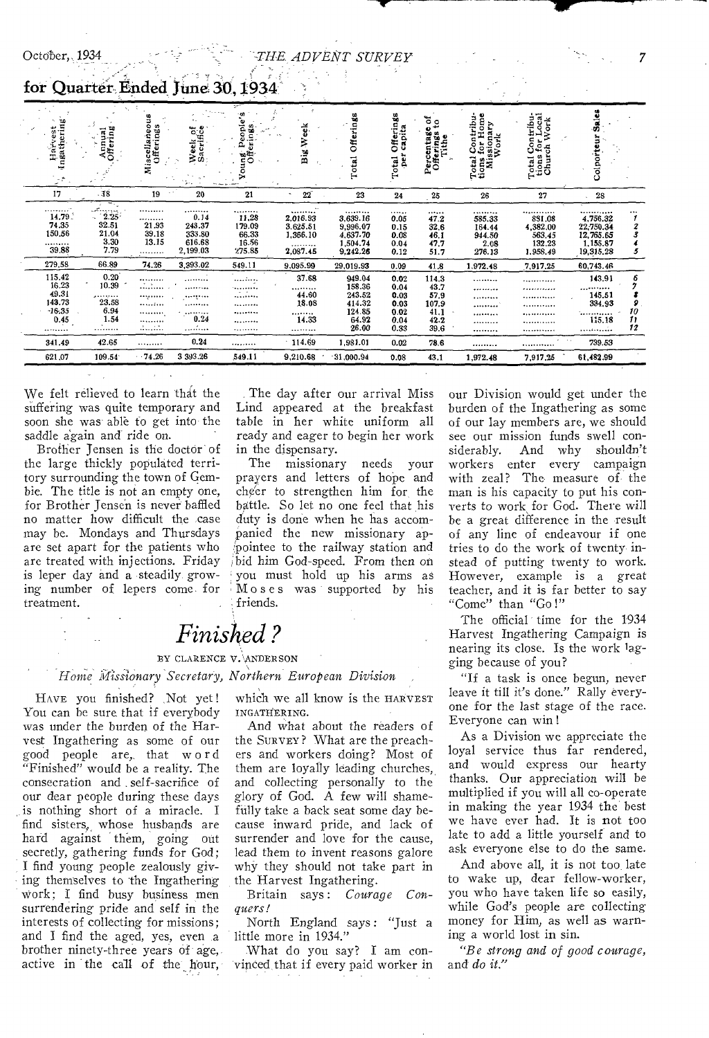## for Quarter Ended June 30, 1934

| Harvest Ingathering | Annual Offering | Miscellaneous Offerings | Week of Sacrifice | Young People's Offerings | Big Week | Total Offerings | Total Offerings per capita | Percentage of Offerings to Tithe | Total Contributions for Home Missionary Work | Total Contributions for Local Church Work | Colporteur Sales | |
|---|---|---|---|---|---|---|---|---|---|---|---|---|
| 17 | 18 | 19 | 20 | 21 | 22 | 23 | 24 | 25 | 26 | 27 | 28 | |
| 14.79 | 2.25 | ......... | 0.14 | 11.28 | 2,016.93 | 3,639.16 | 0.05 | 47.2 | 585.33 | 881.08 | 4,756.32 | 1 |
| 74.35 | 32.51 | 21.93 | 243.37 | 179.09 | 3,625.51 | 9,996.07 | 0.15 | 32.6 | 164.44 | 4,382.00 | 22,750.34 | 2 |
| 150.56 | 21.04 | 39.18 | 333.80 | 66.33 | 1,366.10 | 4,637.70 | 0.08 | 46.1 | 944.50 | 563.45 | 12,765.65 | 3 |
| ......... | 3.30 | 13.15 | 616.68 | 16.56 | ......... | 1,504.74 | 0.04 | 47.7 | 2.08 | 132.23 | 1,155.87 | 4 |
| 39.88 | 7.79 | ......... | 2,199.03 | 275.85 | 2,087.45 | 9,242.26 | 0.12 | 51.7 | 276.13 | 1,958.49 | 19,315.28 | 5 |
| 279.58 | 66.89 | 74.26 | 3,393.02 | 549.11 | 9,095.99 | 29,019.93 | 0.09 | 41.8 | 1,972.48 | 7,917.25 | 60,743.46 | |
| 115.42 | 0.20 | ......... | ......... | ......... | 37.68 | 949.04 | 0.02 | 114.3 | ......... | ......... | 143.91 | 6 |
| 16.23 | 10.39 | ......... | ......... | ......... | ......... | 158.36 | 0.04 | 43.7 | ......... | ......... | ......... | 7 |
| 49.31 | ......... | ......... | ......... | ......... | 44.60 | 243.52 | 0.03 | 57.9 | ......... | ......... | 145.51 | 8 |
| 143.73 | 23.58 | ......... | ......... | ......... | 18.08 | 414.32 | 0.03 | 107.9 | ......... | ......... | 334.93 | 9 |
| 16.35 | 6.94 | ......... | ......... | ......... | ......... | 124.85 | 0.02 | 41.1 | ......... | ......... | ......... | 10 |
| 0.45 | 1.54 | ......... | 0.24 | ......... | 14.33 | 64.92 | 0.02 | 42.2 | ......... | ......... | 115.18 | 11 |
| ......... | ......... | ......... | ......... | ......... | ......... | 26.00 | 0.33 | 39.6 | ......... | ......... | ......... | 12 |
| 341.49 | 42.65 | ......... | 0.24 | ......... | 114.69 | 1,981.01 | 0.02 | 78.6 | ......... | ......... | 739.53 | |
| 621.07 | 109.54 | 74.26 | 3 393.26 | 549.11 | 9,210.68 | 31,000.94 | 0.08 | 43.1 | 1,972.48 | 7,917.25 | 61,482.99 | |

We felt relieved to learn that the suffering was quite temporary and soon she was able to get into the saddle again and ride on.

Brother Jensen is the doctor of the large thickly populated territory surrounding the town of Gembie. The title is not an empty one, for Brother Jensen is never baffled no matter how difficult the case may be. Mondays and Thursdays are set apart for the patients who are treated with injections. Friday is leper day and a steadily growing number of lepers come for treatment.

The day after our arrival Miss Lind appeared at the breakfast table in her white uniform all ready and eager to begin her work in the dispensary.

The missionary needs your prayers and letters of hope and cheer to strengthen him for the battle. So let no one feel that his duty is done when he has accompanied the new missionary appointee to the railway station and bid him God-speed. From then on you must hold up his arms as Moses was supported by his friends.

# *Finished?*

BY CLARENCE V. ANDERSON

*Home Missionary Secretary, Northern European Division*

HAVE you finished? Not yet! You can be sure that if everybody was under the burden of the Harvest Ingathering as some of our good people are, that word "Finished" would be a reality. The consecration and self-sacrifice of our dear people during these days is nothing short of a miracle. I find sisters, whose husbands are hard against them, going out secretly, gathering funds for God; I find young people zealously giving themselves to the Ingathering work; I find busy business men surrendering pride and self in the interests of collecting for missions; and I find the aged, yes, even a brother ninety-three years of age, active in the call of the hour, which we all know is the HARVEST INGATHERING.

And what about the readers of the SURVEY? What are the preachers and workers doing? Most of them are loyally leading churches, and collecting personally to the glory of God. A few will shamefully take a back seat some day because inward pride, and lack of surrender and love for the cause, lead them to invent reasons galore why they should not take part in the Harvest Ingathering.

Britain says: *Courage Conquers!*

North England says: "Just a little more in 1934."

What do you say? I am convinced that if every paid worker in our Division would get under the burden of the Ingathering as some of our lay members are, we should see our mission funds swell considerably. And why shouldn't workers enter every campaign with zeal? The measure of the man is his capacity to put his converts to work for God. There will be a great difference in the result of any line of endeavour if one tries to do the work of twenty instead of putting twenty to work. However, example is a great teacher, and it is far better to say "Come" than "Go!"

The official time for the 1934 Harvest Ingathering Campaign is nearing its close. Is the work lagging because of you?

"If a task is once begun, never leave it till it's done." Rally everyone for the last stage of the race. Everyone can win!

As a Division we appreciate the loyal service thus far rendered, and would express our hearty thanks. Our appreciation will be multiplied if you will all co-operate in making the year 1934 the best we have ever had. It is not too late to add a little yourself and to ask everyone else to do the same.

And above all, it is not too late to wake up, dear fellow-worker, you who have taken life so easily, while God's people are collecting money for Him, as well as warning a world lost in sin.

*"Be strong and of good courage, and do it."*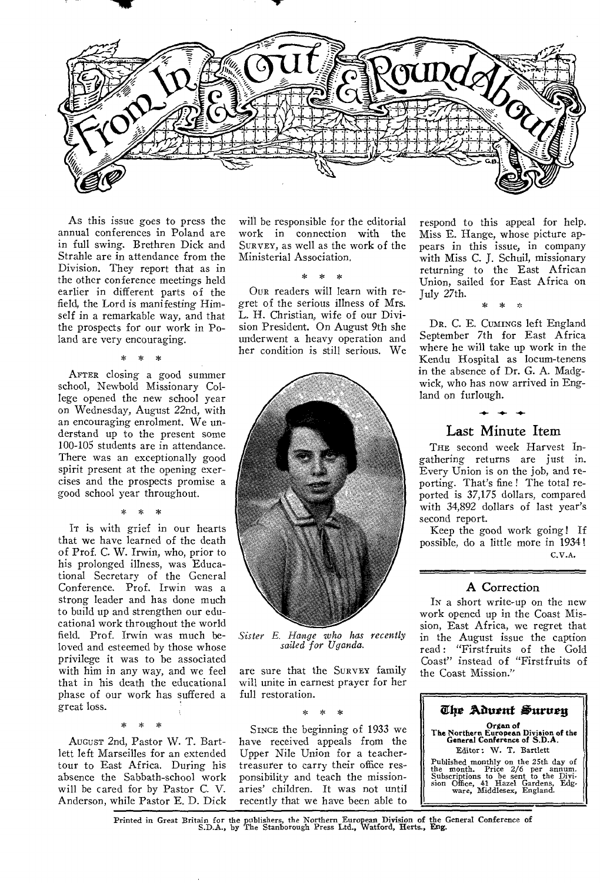# From In & Out & Round About

As this issue goes to press the annual conferences in Poland are in full swing. Brethren Dick and Strahle are in attendance from the Division. They report that as in the other conference meetings held earlier in different parts of the field, the Lord is manifesting Himself in a remarkable way, and that the prospects for our work in Poland are very encouraging.

\* \* \*

AFTER closing a good summer school, Newbold Missionary College opened the new school year on Wednesday, August 22nd, with an encouraging enrolment. We understand up to the present some 100-105 students are in attendance. There was an exceptionally good spirit present at the opening exercises and the prospects promise a good school year throughout.

\* \* \*

IT is with grief in our hearts that we have learned of the death of Prof. C. W. Irwin, who, prior to his prolonged illness, was Educational Secretary of the General Conference. Prof. Irwin was a strong leader and has done much to build up and strengthen our educational work throughout the world field. Prof. Irwin was much beloved and esteemed by those whose privilege it was to be associated with him in any way, and we feel that in his death the educational phase of our work has suffered a great loss.

\* \* \*

AUGUST 2nd, Pastor W. T. Bartlett left Marseilles for an extended tour to East Africa. During his absence the Sabbath-school work will be cared for by Pastor C. V. Anderson, while Pastor E. D. Dick will be responsible for the editorial work in connection with the SURVEY, as well as the work of the Ministerial Association.

\* \* \*

OUR readers will learn with regret of the serious illness of Mrs. L. H. Christian, wife of our Division President. On August 9th she underwent a heavy operation and her condition is still serious. We are sure that the SURVEY family will unite in earnest prayer for her full restoration.

*Sister E. Hange who has recently sailed for Uganda.*

\* \* \*

SINCE the beginning of 1933 we have received appeals from the Upper Nile Union for a teacher-treasurer to carry their office responsibility and teach the missionaries' children. It was not until recently that we have been able to respond to this appeal for help. Miss E. Hange, whose picture appears in this issue, in company with Miss C. J. Schuil, missionary returning to the East African Union, sailed for East Africa on July 27th.

\* \* \*

DR. C. E. CUMINGS left England September 7th for East Africa where he will take up work in the Kendu Hospital as locum-tenens in the absence of Dr. G. A. Madgwick, who has now arrived in England on furlough.

## Last Minute Item

THE second week Harvest Ingathering returns are just in. Every Union is on the job, and reporting. That's fine! The total reported is 37,175 dollars, compared with 34,892 dollars of last year's second report.

Keep the good work going! If possible, do a little more in 1934!

C.V.A.

## A Correction

IN a short write-up on the new work opened up in the Coast Mission, East Africa, we regret that in the August issue the caption read: "Firstfruits of the Gold Coast" instead of "Firstfruits of the Coast Mission."

---

**The Advent Survey**

Organ of
The Northern European Division of the General Conference of S.D.A.

Editor: W. T. Bartlett

Published monthly on the 25th day of the month. Price 2/6 per annum. Subscriptions to be sent to the Division Office, 41 Hazel Gardens, Edgware, Middlesex, England.

---

Printed in Great Britain for the publishers, the Northern European Division of the General Conference of S.D.A., by The Stanborough Press Ltd., Watford, Herts., Eng.